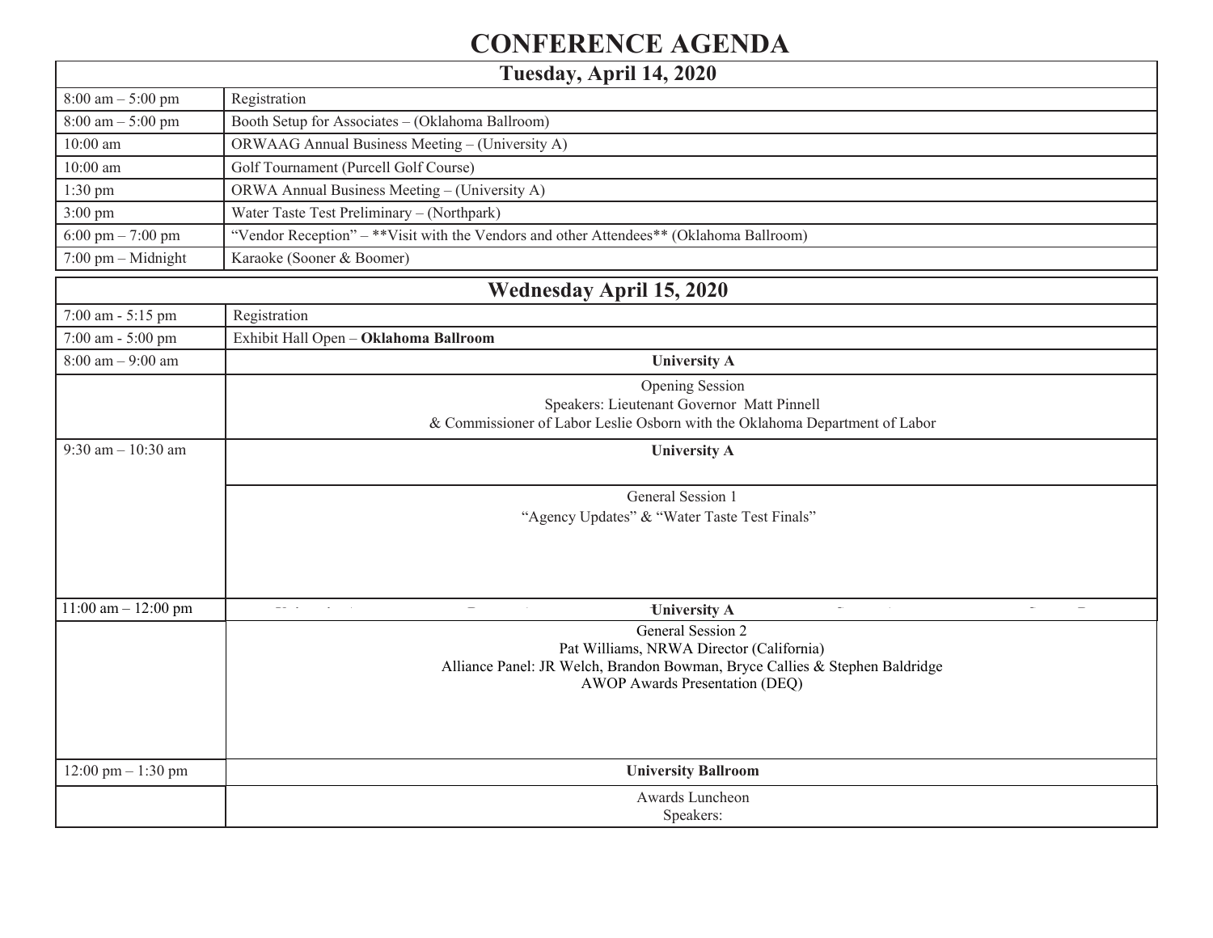# CONFERENCE AGENDA

| Tuesday, April 14, 2020 | |
|---|---|
| 8:00 am – 5:00 pm | Registration |
| 8:00 am – 5:00 pm | Booth Setup for Associates – (Oklahoma Ballroom) |
| 10:00 am | ORWAAG Annual Business Meeting – (University A) |
| 10:00 am | Golf Tournament (Purcell Golf Course) |
| 1:30 pm | ORWA Annual Business Meeting – (University A) |
| 3:00 pm | Water Taste Test Preliminary – (Northpark) |
| 6:00 pm – 7:00 pm | "Vendor Reception" – **Visit with the Vendors and other Attendees** (Oklahoma Ballroom) |
| 7:00 pm – Midnight | Karaoke (Sooner & Boomer) |

| Wednesday April 15, 2020 | |
|---|---|
| 7:00 am - 5:15 pm | Registration |
| 7:00 am - 5:00 pm | Exhibit Hall Open – **Oklahoma Ballroom** |
| 8:00 am – 9:00 am | **University A** |
| | Opening Session<br>Speakers: Lieutenant Governor Matt Pinnell<br>& Commissioner of Labor Leslie Osborn with the Oklahoma Department of Labor |
| 9:30 am – 10:30 am | **University A** |
| | General Session 1<br>"Agency Updates" & "Water Taste Test Finals" |
| 11:00 am – 12:00 pm | **University A** |
| | General Session 2<br>Pat Williams, NRWA Director (California)<br>Alliance Panel: JR Welch, Brandon Bowman, Bryce Callies & Stephen Baldridge<br>AWOP Awards Presentation (DEQ) |
| 12:00 pm – 1:30 pm | **University Ballroom** |
| | Awards Luncheon<br>Speakers: |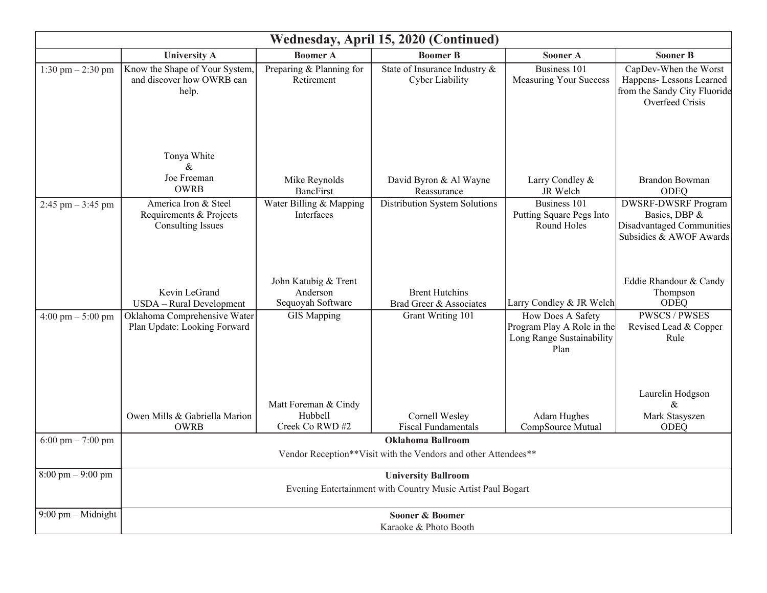| Wednesday, April 15, 2020 (Continued) | | | | | |
|---|---|---|---|---|---|
| | **University A** | **Boomer A** | **Boomer B** | **Sooner A** | **Sooner B** |
| 1:30 pm – 2:30 pm | Know the Shape of Your System, and discover how OWRB can help.<br><br>Tonya White & Joe Freeman<br>OWRB | Preparing & Planning for Retirement<br><br>Mike Reynolds<br>BancFirst | State of Insurance Industry & Cyber Liability<br><br>David Byron & Al Wayne<br>Reassurance | Business 101<br>Measuring Your Success<br><br>Larry Condley & JR Welch | CapDev-When the Worst Happens- Lessons Learned from the Sandy City Fluoride Overfeed Crisis<br><br>Brandon Bowman<br>ODEQ |
| 2:45 pm – 3:45 pm | America Iron & Steel Requirements & Projects Consulting Issues<br><br>Kevin LeGrand<br>USDA – Rural Development | Water Billing & Mapping Interfaces<br><br>John Katubig & Trent Anderson<br>Sequoyah Software | Distribution System Solutions<br><br>Brent Hutchins<br>Brad Greer & Associates | Business 101<br>Putting Square Pegs Into Round Holes<br><br>Larry Condley & JR Welch | DWSRF-DWSRF Program Basics, DBP & Disadvantaged Communities Subsidies & AWOF Awards<br><br>Eddie Rhandour & Candy Thompson<br>ODEQ |
| 4:00 pm – 5:00 pm | Oklahoma Comprehensive Water Plan Update: Looking Forward<br><br>Owen Mills & Gabriella Marion<br>OWRB | GIS Mapping<br><br>Matt Foreman & Cindy Hubbell<br>Creek Co RWD #2 | Grant Writing 101<br><br>Cornell Wesley<br>Fiscal Fundamentals | How Does A Safety Program Play A Role in the Long Range Sustainability Plan<br><br>Adam Hughes<br>CompSource Mutual | PWSCS / PWSES Revised Lead & Copper Rule<br><br>Laurelin Hodgson & Mark Stasyszen<br>ODEQ |
| 6:00 pm – 7:00 pm | **Oklahoma Ballroom**<br>Vendor Reception**Visit with the Vendors and other Attendees** | | | | |
| 8:00 pm – 9:00 pm | **University Ballroom**<br>Evening Entertainment with Country Music Artist Paul Bogart | | | | |
| 9:00 pm – Midnight | **Sooner & Boomer**<br>Karaoke & Photo Booth | | | | |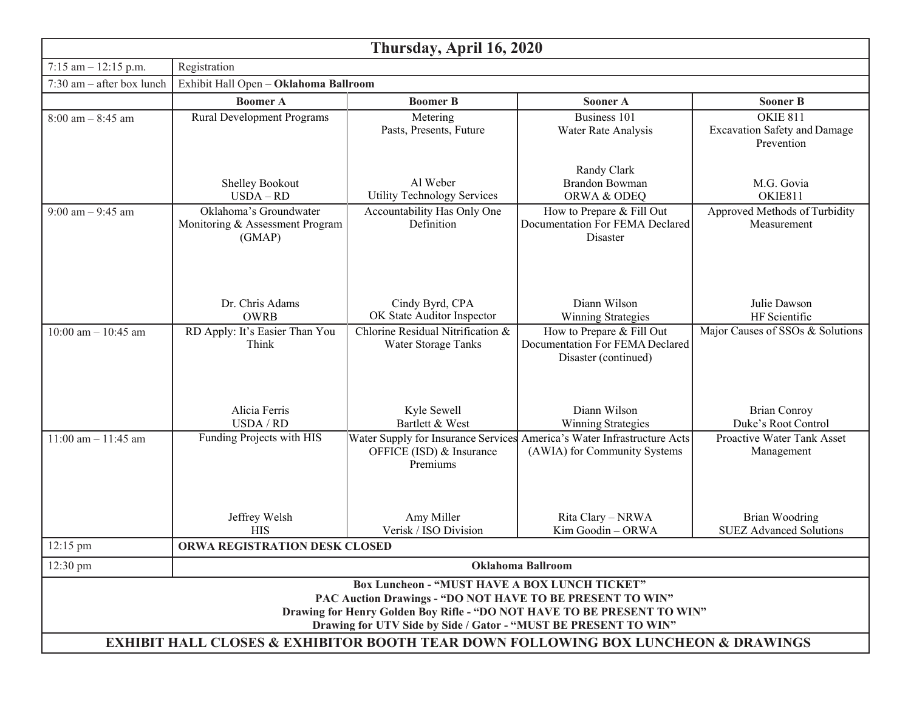| Thursday, April 16, 2020 | | | | |
|---|---|---|---|---|
| 7:15 am – 12:15 p.m. | Registration | | | |
| 7:30 am – after box lunch | Exhibit Hall Open – **Oklahoma Ballroom** | | | |
| | **Boomer A** | **Boomer B** | **Sooner A** | **Sooner B** |
| 8:00 am – 8:45 am | Rural Development Programs<br><br>Shelley Bookout<br>USDA – RD | Metering<br>Pasts, Presents, Future<br><br>Al Weber<br>Utility Technology Services | Business 101<br>Water Rate Analysis<br><br>Randy Clark<br>Brandon Bowman<br>ORWA & ODEQ | OKIE 811<br>Excavation Safety and Damage Prevention<br><br>M.G. Govia<br>OKIE811 |
| 9:00 am – 9:45 am | Oklahoma's Groundwater Monitoring & Assessment Program (GMAP)<br><br>Dr. Chris Adams<br>OWRB | Accountability Has Only One Definition<br><br>Cindy Byrd, CPA<br>OK State Auditor Inspector | How to Prepare & Fill Out Documentation For FEMA Declared Disaster<br><br>Diann Wilson<br>Winning Strategies | Approved Methods of Turbidity Measurement<br><br>Julie Dawson<br>HF Scientific |
| 10:00 am – 10:45 am | RD Apply: It's Easier Than You Think<br><br>Alicia Ferris<br>USDA / RD | Chlorine Residual Nitrification & Water Storage Tanks<br><br>Kyle Sewell<br>Bartlett & West | How to Prepare & Fill Out Documentation For FEMA Declared Disaster (continued)<br><br>Diann Wilson<br>Winning Strategies | Major Causes of SSOs & Solutions<br><br>Brian Conroy<br>Duke's Root Control |
| 11:00 am – 11:45 am | Funding Projects with HIS<br><br>Jeffrey Welsh<br>HIS | Water Supply for Insurance Services OFFICE (ISD) & Insurance Premiums<br><br>Amy Miller<br>Verisk / ISO Division | America's Water Infrastructure Acts (AWIA) for Community Systems<br><br>Rita Clary – NRWA<br>Kim Goodin – ORWA | Proactive Water Tank Asset Management<br><br>Brian Woodring<br>SUEZ Advanced Solutions |
| 12:15 pm | **ORWA REGISTRATION DESK CLOSED** | | | |
| 12:30 pm | **Oklahoma Ballroom** | | | |

**Box Luncheon - "MUST HAVE A BOX LUNCH TICKET"**
**PAC Auction Drawings - "DO NOT HAVE TO BE PRESENT TO WIN"**
**Drawing for Henry Golden Boy Rifle - "DO NOT HAVE TO BE PRESENT TO WIN"**
**Drawing for UTV Side by Side / Gator - "MUST BE PRESENT TO WIN"**

**EXHIBIT HALL CLOSES & EXHIBITOR BOOTH TEAR DOWN FOLLOWING BOX LUNCHEON & DRAWINGS**